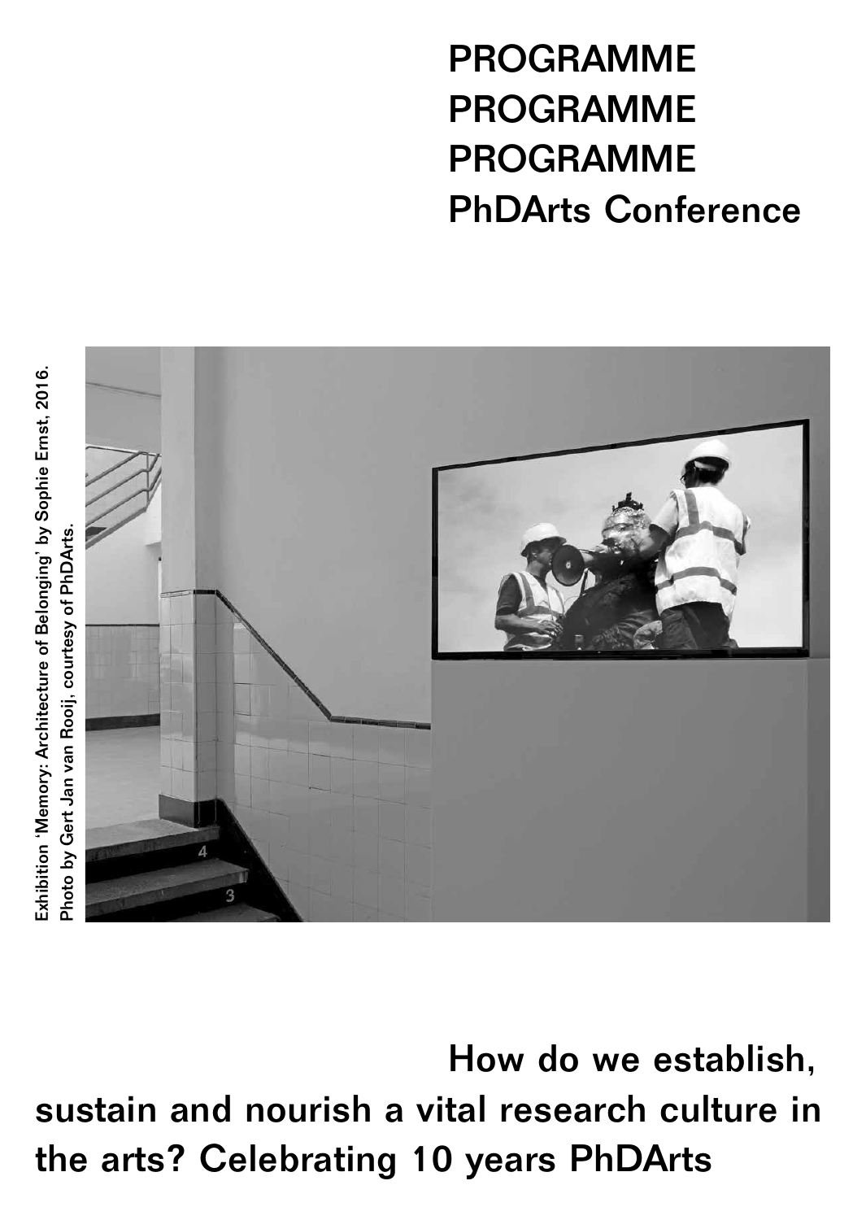# PROGRAMME
# PROGRAMME
# PROGRAMME
# PhDArts Conference

Exhibition 'Memory: Architecture of Belonging' by Sophie Ernst, 2016.
Photo by Gert Jan van Rooij, courtesy of PhDArts.

## How do we establish, sustain and nourish a vital research culture in the arts? Celebrating 10 years PhDArts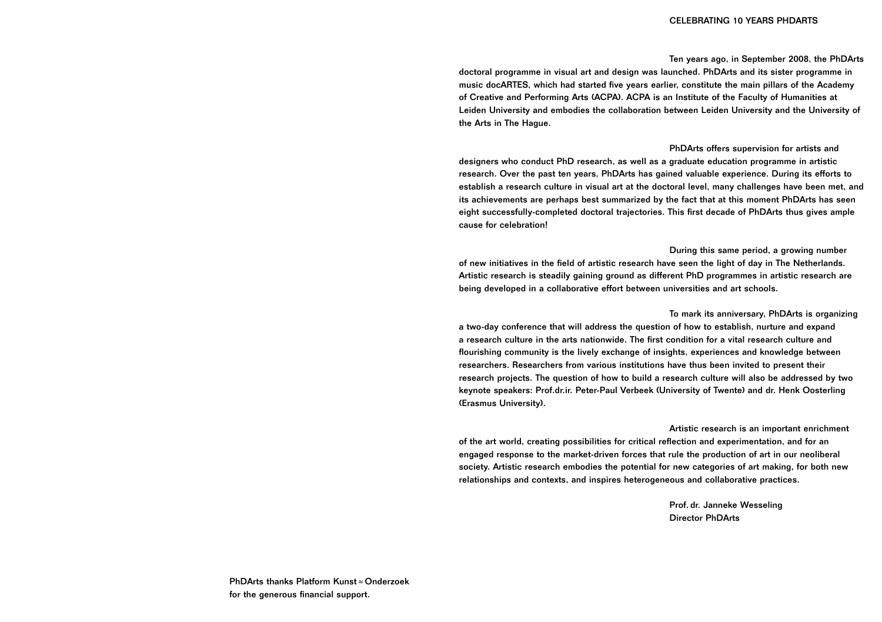# CELEBRATING 10 YEARS PHDARTS

Ten years ago, in September 2008, the PhDArts doctoral programme in visual art and design was launched. PhDArts and its sister programme in music docARTES, which had started five years earlier, constitute the main pillars of the Academy of Creative and Performing Arts (ACPA). ACPA is an Institute of the Faculty of Humanities at Leiden University and embodies the collaboration between Leiden University and the University of the Arts in The Hague.

PhDArts offers supervision for artists and designers who conduct PhD research, as well as a graduate education programme in artistic research. Over the past ten years, PhDArts has gained valuable experience. During its efforts to establish a research culture in visual art at the doctoral level, many challenges have been met, and its achievements are perhaps best summarized by the fact that at this moment PhDArts has seen eight successfully-completed doctoral trajectories. This first decade of PhDArts thus gives ample cause for celebration!

During this same period, a growing number of new initiatives in the field of artistic research have seen the light of day in The Netherlands. Artistic research is steadily gaining ground as different PhD programmes in artistic research are being developed in a collaborative effort between universities and art schools.

To mark its anniversary, PhDArts is organizing a two-day conference that will address the question of how to establish, nurture and expand a research culture in the arts nationwide. The first condition for a vital research culture and flourishing community is the lively exchange of insights, experiences and knowledge between researchers. Researchers from various institutions have thus been invited to present their research projects. The question of how to build a research culture will also be addressed by two keynote speakers: Prof.dr.ir. Peter-Paul Verbeek (University of Twente) and dr. Henk Oosterling (Erasmus University).

Artistic research is an important enrichment of the art world, creating possibilities for critical reflection and experimentation, and for an engaged response to the market-driven forces that rule the production of art in our neoliberal society. Artistic research embodies the potential for new categories of art making, for both new relationships and contexts, and inspires heterogeneous and collaborative practices.

Prof. dr. Janneke Wesseling
Director PhDArts

PhDArts thanks Platform Kunst ≈ Onderzoek for the generous financial support.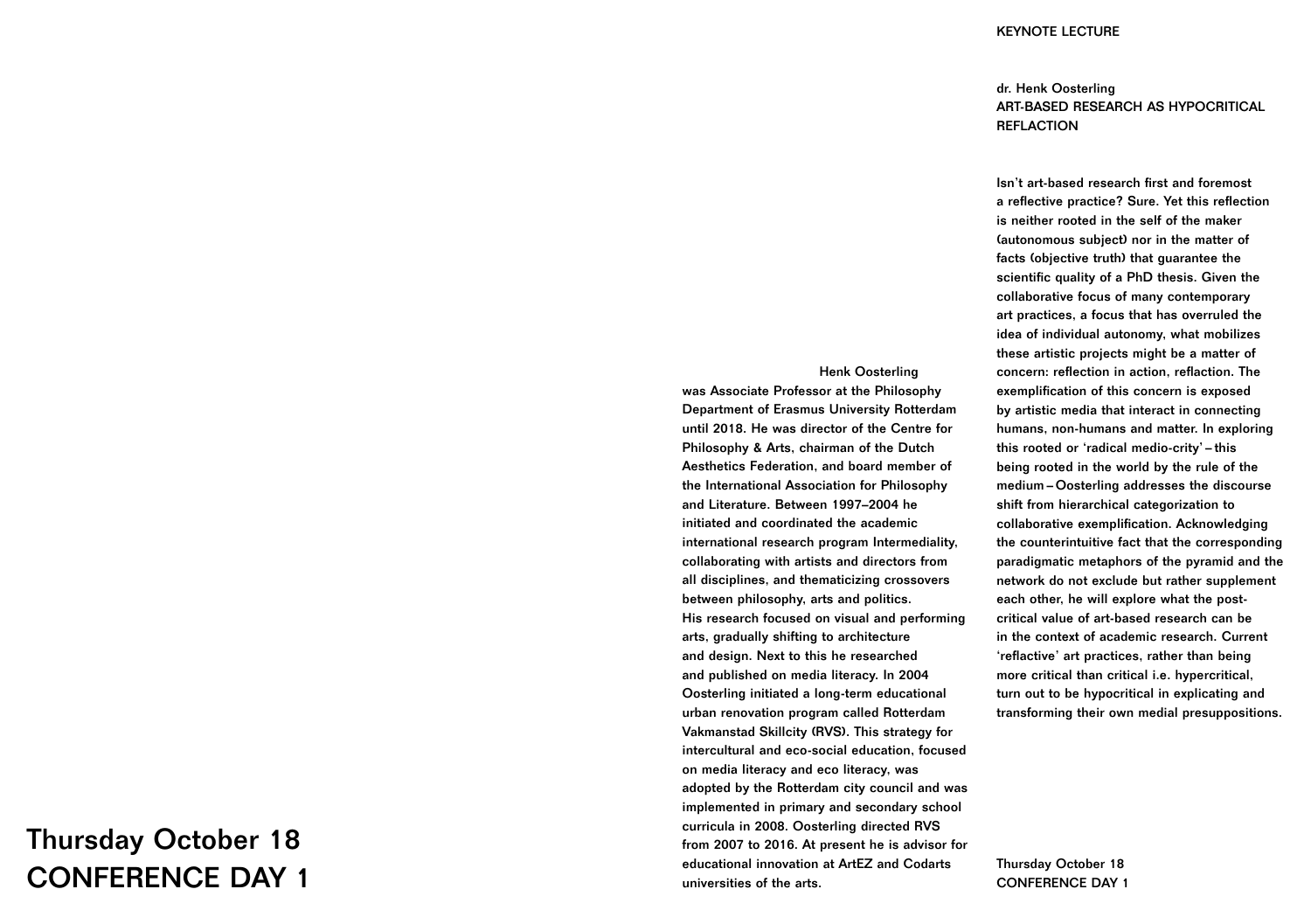# Thursday October 18
# CONFERENCE DAY 1

KEYNOTE LECTURE

## dr. Henk Oosterling
## ART-BASED RESEARCH AS HYPOCRITICAL REFLACTION

Isn't art-based research first and foremost a reflective practice? Sure. Yet this reflection is neither rooted in the self of the maker (autonomous subject) nor in the matter of facts (objective truth) that guarantee the scientific quality of a PhD thesis. Given the collaborative focus of many contemporary art practices, a focus that has overruled the idea of individual autonomy, what mobilizes these artistic projects might be a matter of concern: reflection in action, reflaction. The exemplification of this concern is exposed by artistic media that interact in connecting humans, non-humans and matter. In exploring this rooted or 'radical medio-crity' – this being rooted in the world by the rule of the medium – Oosterling addresses the discourse shift from hierarchical categorization to collaborative exemplification. Acknowledging the counterintuitive fact that the corresponding paradigmatic metaphors of the pyramid and the network do not exclude but rather supplement each other, he will explore what the post-critical value of art-based research can be in the context of academic research. Current 'reflactive' art practices, rather than being more critical than critical i.e. hypercritical, turn out to be hypocritical in explicating and transforming their own medial presuppositions.

Henk Oosterling was Associate Professor at the Philosophy Department of Erasmus University Rotterdam until 2018. He was director of the Centre for Philosophy & Arts, chairman of the Dutch Aesthetics Federation, and board member of the International Association for Philosophy and Literature. Between 1997–2004 he initiated and coordinated the academic international research program Intermediality, collaborating with artists and directors from all disciplines, and thematicizing crossovers between philosophy, arts and politics. His research focused on visual and performing arts, gradually shifting to architecture and design. Next to this he researched and published on media literacy. In 2004 Oosterling initiated a long-term educational urban renovation program called Rotterdam Vakmanstad Skillcity (RVS). This strategy for intercultural and eco-social education, focused on media literacy and eco literacy, was adopted by the Rotterdam city council and was implemented in primary and secondary school curricula in 2008. Oosterling directed RVS from 2007 to 2016. At present he is advisor for educational innovation at ArtEZ and Codarts universities of the arts.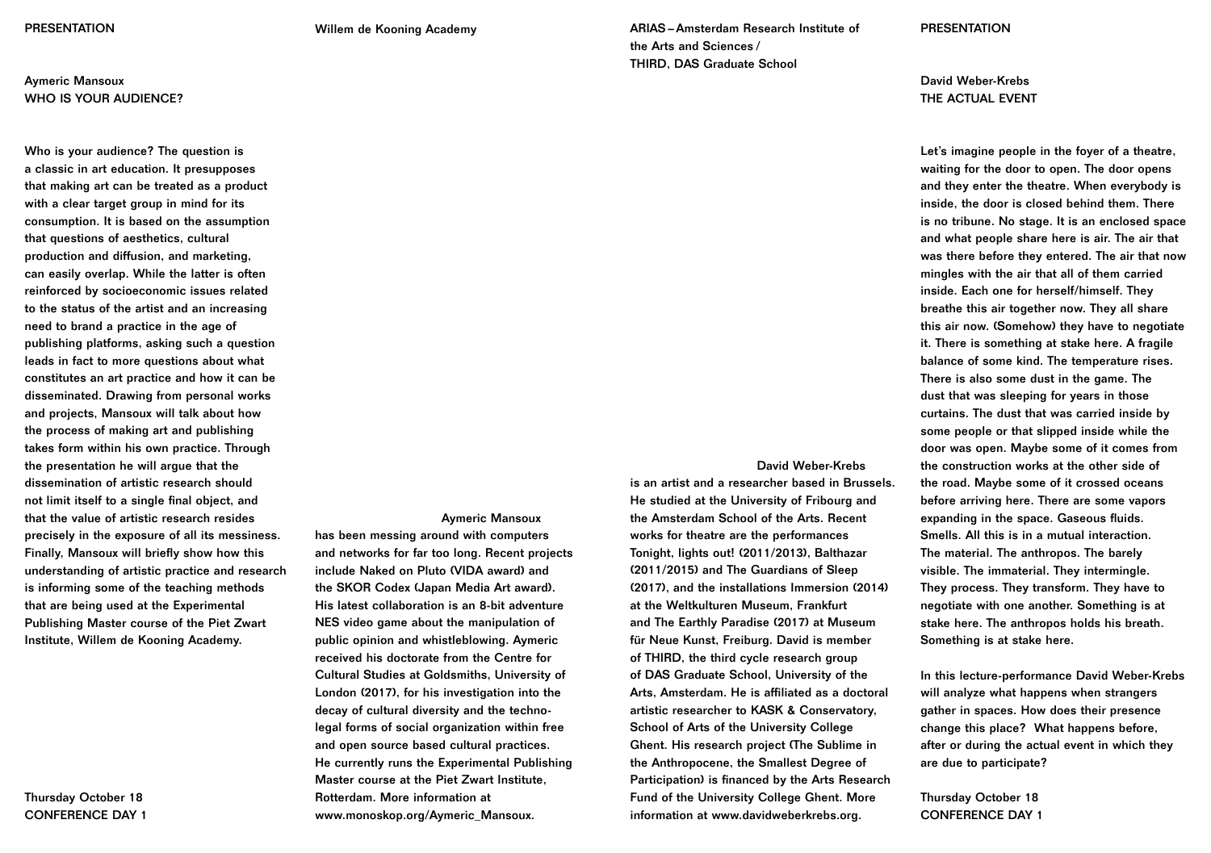PRESENTATION

## Aymeric Mansoux
## WHO IS YOUR AUDIENCE?

Who is your audience? The question is a classic in art education. It presupposes that making art can be treated as a product with a clear target group in mind for its consumption. It is based on the assumption that questions of aesthetics, cultural production and diffusion, and marketing, can easily overlap. While the latter is often reinforced by socioeconomic issues related to the status of the artist and an increasing need to brand a practice in the age of publishing platforms, asking such a question leads in fact to more questions about what constitutes an art practice and how it can be disseminated. Drawing from personal works and projects, Mansoux will talk about how the process of making art and publishing takes form within his own practice. Through the presentation he will argue that the dissemination of artistic research should not limit itself to a single final object, and that the value of artistic research resides precisely in the exposure of all its messiness. Finally, Mansoux will briefly show how this understanding of artistic practice and research is informing some of the teaching methods that are being used at the Experimental Publishing Master course of the Piet Zwart Institute, Willem de Kooning Academy.

Thursday October 18
CONFERENCE DAY 1

Willem de Kooning Academy

**Aymeric Mansoux** has been messing around with computers and networks for far too long. Recent projects include Naked on Pluto (VIDA award) and the SKOR Codex (Japan Media Art award). His latest collaboration is an 8-bit adventure NES video game about the manipulation of public opinion and whistleblowing. Aymeric received his doctorate from the Centre for Cultural Studies at Goldsmiths, University of London (2017), for his investigation into the decay of cultural diversity and the techno-legal forms of social organization within free and open source based cultural practices. He currently runs the Experimental Publishing Master course at the Piet Zwart Institute, Rotterdam. More information at www.monoskop.org/Aymeric_Mansoux.

ARIAS – Amsterdam Research Institute of the Arts and Sciences /
THIRD, DAS Graduate School

**David Weber-Krebs** is an artist and a researcher based in Brussels. He studied at the University of Fribourg and the Amsterdam School of the Arts. Recent works for theatre are the performances Tonight, lights out! (2011/2013), Balthazar (2011/2015) and The Guardians of Sleep (2017), and the installations Immersion (2014) at the Weltkulturen Museum, Frankfurt and The Earthly Paradise (2017) at Museum für Neue Kunst, Freiburg. David is member of THIRD, the third cycle research group of DAS Graduate School, University of the Arts, Amsterdam. He is affiliated as a doctoral artistic researcher to KASK & Conservatory, School of Arts of the University College Ghent. His research project (The Sublime in the Anthropocene, the Smallest Degree of Participation) is financed by the Arts Research Fund of the University College Ghent. More information at www.davidweberkrebs.org.

PRESENTATION

## David Weber-Krebs
## THE ACTUAL EVENT

Let's imagine people in the foyer of a theatre, waiting for the door to open. The door opens and they enter the theatre. When everybody is inside, the door is closed behind them. There is no tribune. No stage. It is an enclosed space and what people share here is air. The air that was there before they entered. The air that now mingles with the air that all of them carried inside. Each one for herself/himself. They breathe this air together now. They all share this air now. (Somehow) they have to negotiate it. There is something at stake here. A fragile balance of some kind. The temperature rises. There is also some dust in the game. The dust that was sleeping for years in those curtains. The dust that was carried inside by some people or that slipped inside while the door was open. Maybe some of it comes from the construction works at the other side of the road. Maybe some of it crossed oceans before arriving here. There are some vapors expanding in the space. Gaseous fluids. Smells. All this is in a mutual interaction. The material. The anthropos. The barely visible. The immaterial. They intermingle. They process. They transform. They have to negotiate with one another. Something is at stake here. The anthropos holds his breath. Something is at stake here.

In this lecture-performance David Weber-Krebs will analyze what happens when strangers gather in spaces. How does their presence change this place? What happens before, after or during the actual event in which they are due to participate?

Thursday October 18
CONFERENCE DAY 1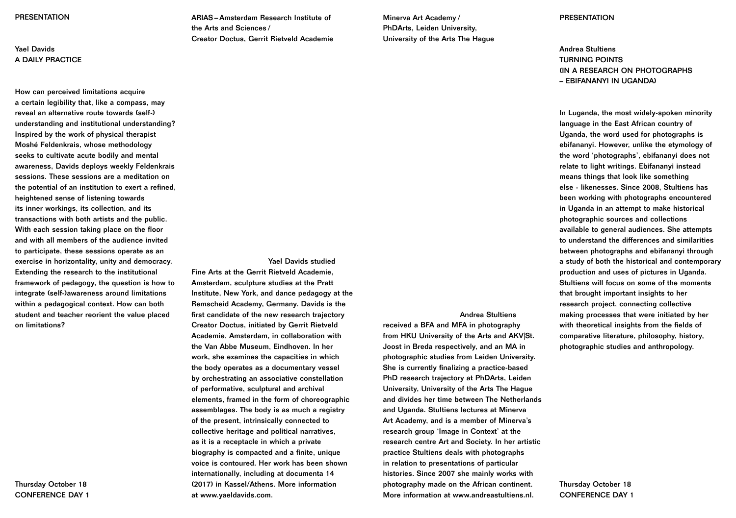PRESENTATION

## Yael Davids
## A DAILY PRACTICE

How can perceived limitations acquire a certain legibility that, like a compass, may reveal an alternative route towards (self-) understanding and institutional understanding? Inspired by the work of physical therapist Moshé Feldenkrais, whose methodology seeks to cultivate acute bodily and mental awareness, Davids deploys weekly Feldenkrais sessions. These sessions are a meditation on the potential of an institution to exert a refined, heightened sense of listening towards its inner workings, its collection, and its transactions with both artists and the public. With each session taking place on the floor and with all members of the audience invited to participate, these sessions operate as an exercise in horizontality, unity and democracy. Extending the research to the institutional framework of pedagogy, the question is how to integrate (self-)awareness around limitations within a pedagogical context. How can both student and teacher reorient the value placed on limitations?

Thursday October 18
CONFERENCE DAY 1

ARIAS – Amsterdam Research Institute of the Arts and Sciences / Creator Doctus, Gerrit Rietveld Academie

Yael Davids studied Fine Arts at the Gerrit Rietveld Academie, Amsterdam, sculpture studies at the Pratt Institute, New York, and dance pedagogy at the Remscheid Academy, Germany. Davids is the first candidate of the new research trajectory Creator Doctus, initiated by Gerrit Rietveld Academie, Amsterdam, in collaboration with the Van Abbe Museum, Eindhoven. In her work, she examines the capacities in which the body operates as a documentary vessel by orchestrating an associative constellation of performative, sculptural and archival elements, framed in the form of choreographic assemblages. The body is as much a registry of the present, intrinsically connected to collective heritage and political narratives, as it is a receptacle in which a private biography is compacted and a finite, unique voice is contoured. Her work has been shown internationally, including at documenta 14 (2017) in Kassel/Athens. More information at www.yaeldavids.com.

Minerva Art Academy / PhDArts, Leiden University, University of the Arts The Hague

Andrea Stultiens received a BFA and MFA in photography from HKU University of the Arts and AKV|St. Joost in Breda respectively, and an MA in photographic studies from Leiden University. She is currently finalizing a practice-based PhD research trajectory at PhDArts, Leiden University, University of the Arts The Hague and divides her time between The Netherlands and Uganda. Stultiens lectures at Minerva Art Academy, and is a member of Minerva's research group 'Image in Context' at the research centre Art and Society. In her artistic practice Stultiens deals with photographs in relation to presentations of particular histories. Since 2007 she mainly works with photography made on the African continent. More information at www.andreastultiens.nl.

PRESENTATION

## Andrea Stultiens
## TURNING POINTS (IN A RESEARCH ON PHOTOGRAPHS – EBIFANANYI IN UGANDA)

In Luganda, the most widely-spoken minority language in the East African country of Uganda, the word used for photographs is ebifananyi. However, unlike the etymology of the word 'photographs', ebifananyi does not relate to light writings. Ebifananyi instead means things that look like something else - likenesses. Since 2008, Stultiens has been working with photographs encountered in Uganda in an attempt to make historical photographic sources and collections available to general audiences. She attempts to understand the differences and similarities between photographs and ebifananyi through a study of both the historical and contemporary production and uses of pictures in Uganda. Stultiens will focus on some of the moments that brought important insights to her research project, connecting collective making processes that were initiated by her with theoretical insights from the fields of comparative literature, philosophy, history, photographic studies and anthropology.

Thursday October 18
CONFERENCE DAY 1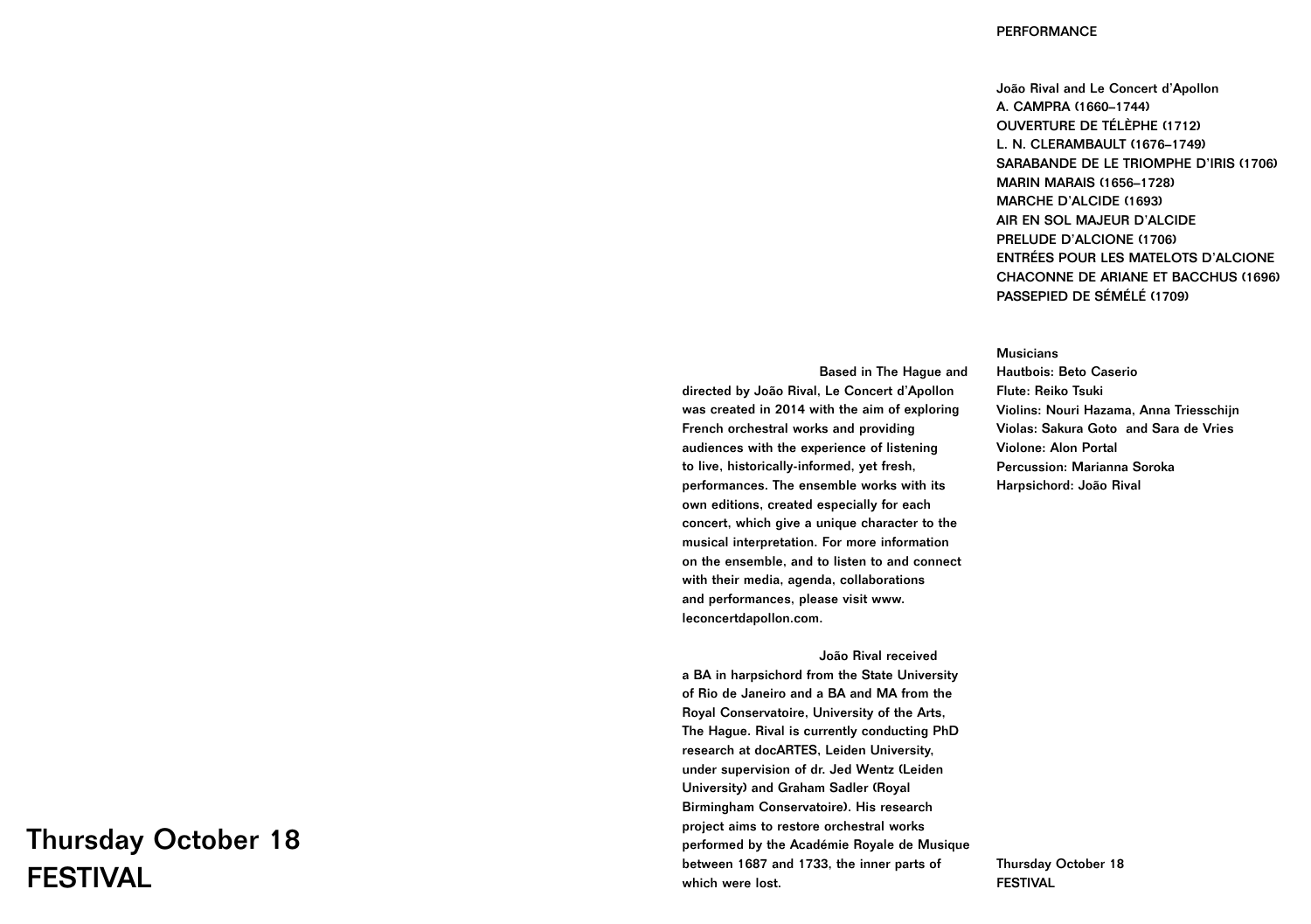# Thursday October 18
# FESTIVAL

Based in The Hague and directed by João Rival, Le Concert d'Apollon was created in 2014 with the aim of exploring French orchestral works and providing audiences with the experience of listening to live, historically-informed, yet fresh, performances. The ensemble works with its own editions, created especially for each concert, which give a unique character to the musical interpretation. For more information on the ensemble, and to listen to and connect with their media, agenda, collaborations and performances, please visit www.leconcertdapollon.com.

João Rival received a BA in harpsichord from the State University of Rio de Janeiro and a BA and MA from the Royal Conservatoire, University of the Arts, The Hague. Rival is currently conducting PhD research at docARTES, Leiden University, under supervision of dr. Jed Wentz (Leiden University) and Graham Sadler (Royal Birmingham Conservatoire). His research project aims to restore orchestral works performed by the Académie Royale de Musique between 1687 and 1733, the inner parts of which were lost.

## PERFORMANCE

João Rival and Le Concert d'Apollon
A. CAMPRA (1660–1744)
OUVERTURE DE TÉLÈPHE (1712)
L. N. CLERAMBAULT (1676–1749)
SARABANDE DE LE TRIOMPHE D'IRIS (1706)
MARIN MARAIS (1656–1728)
MARCHE D'ALCIDE (1693)
AIR EN SOL MAJEUR D'ALCIDE
PRELUDE D'ALCIONE (1706)
ENTRÉES POUR LES MATELOTS D'ALCIONE
CHACONNE DE ARIANE ET BACCHUS (1696)
PASSEPIED DE SÉMÉLÉ (1709)

Musicians
Hautbois: Beto Caserio
Flute: Reiko Tsuki
Violins: Nouri Hazama, Anna Triesschijn
Violas: Sakura Goto and Sara de Vries
Violone: Alon Portal
Percussion: Marianna Soroka
Harpsichord: João Rival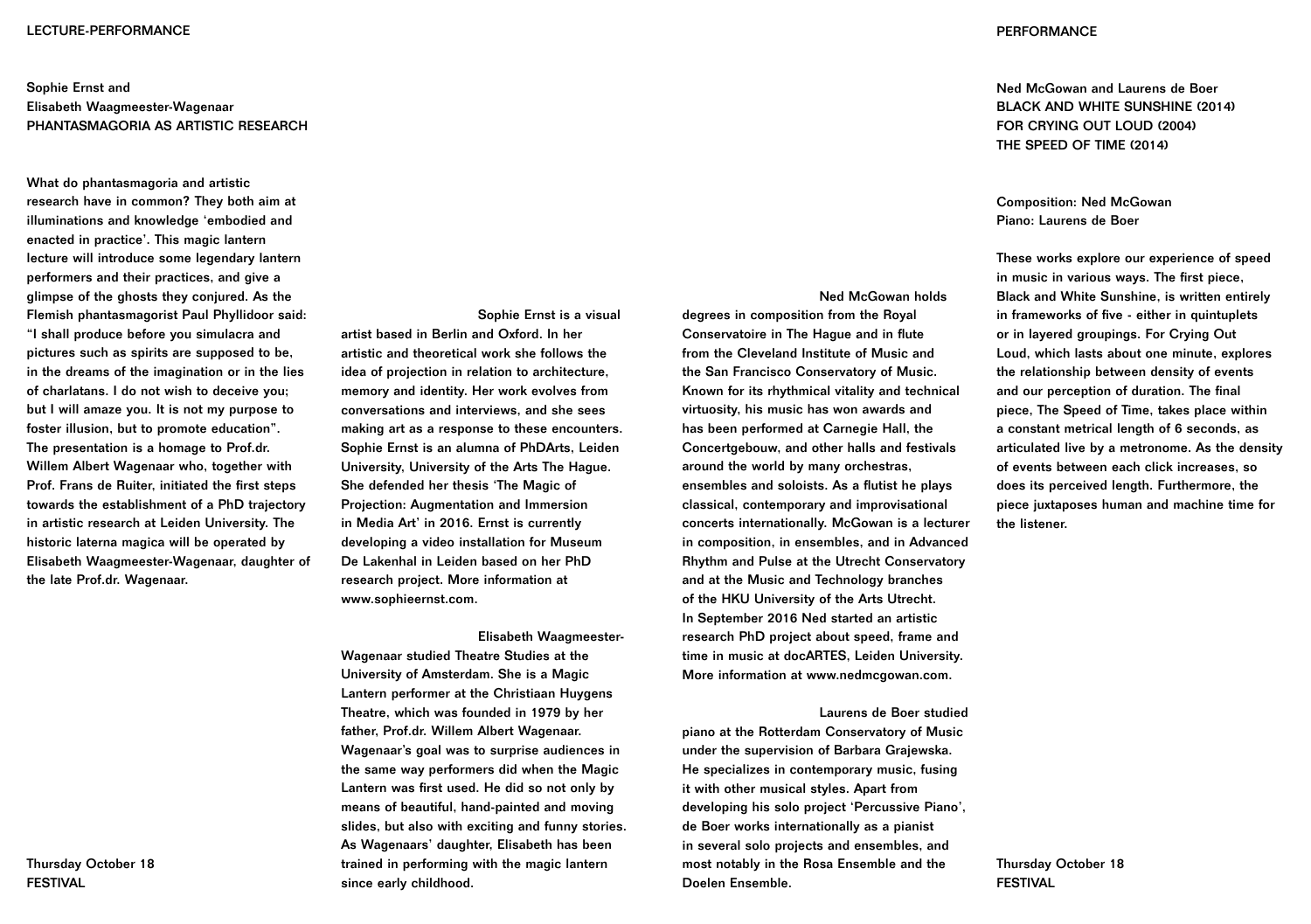LECTURE-PERFORMANCE

## Sophie Ernst and Elisabeth Waagmeester-Wagenaar
## PHANTASMAGORIA AS ARTISTIC RESEARCH

What do phantasmagoria and artistic research have in common? They both aim at illuminations and knowledge 'embodied and enacted in practice'. This magic lantern lecture will introduce some legendary lantern performers and their practices, and give a glimpse of the ghosts they conjured. As the Flemish phantasmagorist Paul Phyllidoor said: "I shall produce before you simulacra and pictures such as spirits are supposed to be, in the dreams of the imagination or in the lies of charlatans. I do not wish to deceive you; but I will amaze you. It is not my purpose to foster illusion, but to promote education". The presentation is a homage to Prof.dr. Willem Albert Wagenaar who, together with Prof. Frans de Ruiter, initiated the first steps towards the establishment of a PhD trajectory in artistic research at Leiden University. The historic laterna magica will be operated by Elisabeth Waagmeester-Wagenaar, daughter of the late Prof.dr. Wagenaar.

Sophie Ernst is a visual artist based in Berlin and Oxford. In her artistic and theoretical work she follows the idea of projection in relation to architecture, memory and identity. Her work evolves from conversations and interviews, and she sees making art as a response to these encounters. Sophie Ernst is an alumna of PhDArts, Leiden University, University of the Arts The Hague. She defended her thesis 'The Magic of Projection: Augmentation and Immersion in Media Art' in 2016. Ernst is currently developing a video installation for Museum De Lakenhal in Leiden based on her PhD research project. More information at www.sophieernst.com.

Elisabeth Waagmeester-Wagenaar studied Theatre Studies at the University of Amsterdam. She is a Magic Lantern performer at the Christiaan Huygens Theatre, which was founded in 1979 by her father, Prof.dr. Willem Albert Wagenaar. Wagenaar's goal was to surprise audiences in the same way performers did when the Magic Lantern was first used. He did so not only by means of beautiful, hand-painted and moving slides, but also with exciting and funny stories. As Wagenaars' daughter, Elisabeth has been trained in performing with the magic lantern since early childhood.

Thursday October 18
FESTIVAL

PERFORMANCE

## Ned McGowan and Laurens de Boer
## BLACK AND WHITE SUNSHINE (2014)
## FOR CRYING OUT LOUD (2004)
## THE SPEED OF TIME (2014)

Composition: Ned McGowan
Piano: Laurens de Boer

These works explore our experience of speed in music in various ways. The first piece, Black and White Sunshine, is written entirely in frameworks of five - either in quintuplets or in layered groupings. For Crying Out Loud, which lasts about one minute, explores the relationship between density of events and our perception of duration. The final piece, The Speed of Time, takes place within a constant metrical length of 6 seconds, as articulated live by a metronome. As the density of events between each click increases, so does its perceived length. Furthermore, the piece juxtaposes human and machine time for the listener.

Ned McGowan holds degrees in composition from the Royal Conservatoire in The Hague and in flute from the Cleveland Institute of Music and the San Francisco Conservatory of Music. Known for its rhythmical vitality and technical virtuosity, his music has won awards and has been performed at Carnegie Hall, the Concertgebouw, and other halls and festivals around the world by many orchestras, ensembles and soloists. As a flutist he plays classical, contemporary and improvisational concerts internationally. McGowan is a lecturer in composition, in ensembles, and in Advanced Rhythm and Pulse at the Utrecht Conservatory and at the Music and Technology branches of the HKU University of the Arts Utrecht. In September 2016 Ned started an artistic research PhD project about speed, frame and time in music at docARTES, Leiden University. More information at www.nedmcgowan.com.

Laurens de Boer studied piano at the Rotterdam Conservatory of Music under the supervision of Barbara Grajewska. He specializes in contemporary music, fusing it with other musical styles. Apart from developing his solo project 'Percussive Piano', de Boer works internationally as a pianist in several solo projects and ensembles, and most notably in the Rosa Ensemble and the Doelen Ensemble.

Thursday October 18
FESTIVAL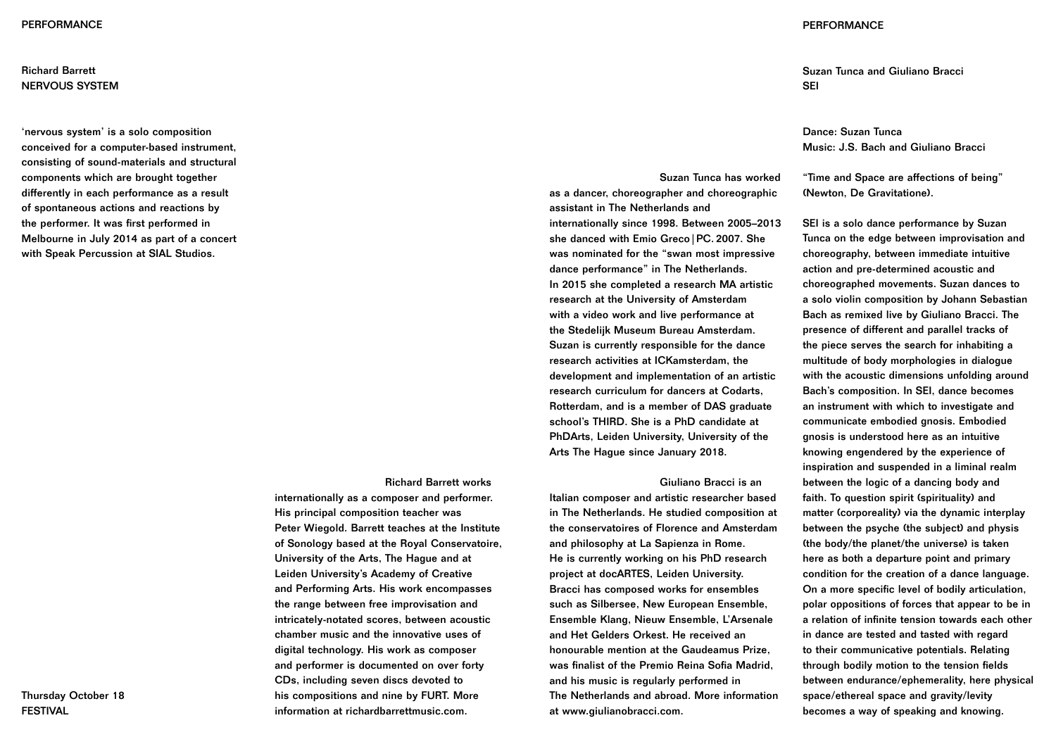PERFORMANCE

## Richard Barrett
## NERVOUS SYSTEM

'nervous system' is a solo composition conceived for a computer-based instrument, consisting of sound-materials and structural components which are brought together differently in each performance as a result of spontaneous actions and reactions by the performer. It was first performed in Melbourne in July 2014 as part of a concert with Speak Percussion at SIAL Studios.

Richard Barrett works internationally as a composer and performer. His principal composition teacher was Peter Wiegold. Barrett teaches at the Institute of Sonology based at the Royal Conservatoire, University of the Arts, The Hague and at Leiden University's Academy of Creative and Performing Arts. His work encompasses the range between free improvisation and intricately-notated scores, between acoustic chamber music and the innovative uses of digital technology. His work as composer and performer is documented on over forty CDs, including seven discs devoted to his compositions and nine by FURT. More information at richardbarrettmusic.com.

Thursday October 18
FESTIVAL

PERFORMANCE

## Suzan Tunca and Giuliano Bracci
## SEI

Dance: Suzan Tunca
Music: J.S. Bach and Giuliano Bracci

"Time and Space are affections of being" (Newton, De Gravitatione).

SEI is a solo dance performance by Suzan Tunca on the edge between improvisation and choreography, between immediate intuitive action and pre-determined acoustic and choreographed movements. Suzan dances to a solo violin composition by Johann Sebastian Bach as remixed live by Giuliano Bracci. The presence of different and parallel tracks of the piece serves the search for inhabiting a multitude of body morphologies in dialogue with the acoustic dimensions unfolding around Bach's composition. In SEI, dance becomes an instrument with which to investigate and communicate embodied gnosis. Embodied gnosis is understood here as an intuitive knowing engendered by the experience of inspiration and suspended in a liminal realm between the logic of a dancing body and faith. To question spirit (spirituality) and matter (corporeality) via the dynamic interplay between the psyche (the subject) and physis (the body/the planet/the universe) is taken here as both a departure point and primary condition for the creation of a dance language. On a more specific level of bodily articulation, polar oppositions of forces that appear to be in a relation of infinite tension towards each other in dance are tested and tasted with regard to their communicative potentials. Relating through bodily motion to the tension fields between endurance/ephemerality, here physical space/ethereal space and gravity/levity becomes a way of speaking and knowing.

Suzan Tunca has worked as a dancer, choreographer and choreographic assistant in The Netherlands and internationally since 1998. Between 2005–2013 she danced with Emio Greco | PC. 2007. She was nominated for the "swan most impressive dance performance" in The Netherlands. In 2015 she completed a research MA artistic research at the University of Amsterdam with a video work and live performance at the Stedelijk Museum Bureau Amsterdam. Suzan is currently responsible for the dance research activities at ICKamsterdam, the development and implementation of an artistic research curriculum for dancers at Codarts, Rotterdam, and is a member of DAS graduate school's THIRD. She is a PhD candidate at PhDArts, Leiden University, University of the Arts The Hague since January 2018.

Giuliano Bracci is an Italian composer and artistic researcher based in The Netherlands. He studied composition at the conservatoires of Florence and Amsterdam and philosophy at La Sapienza in Rome. He is currently working on his PhD research project at docARTES, Leiden University. Bracci has composed works for ensembles such as Silbersee, New European Ensemble, Ensemble Klang, Nieuw Ensemble, L'Arsenale and Het Gelders Orkest. He received an honourable mention at the Gaudeamus Prize, was finalist of the Premio Reina Sofia Madrid, and his music is regularly performed in The Netherlands and abroad. More information at www.giulianobracci.com.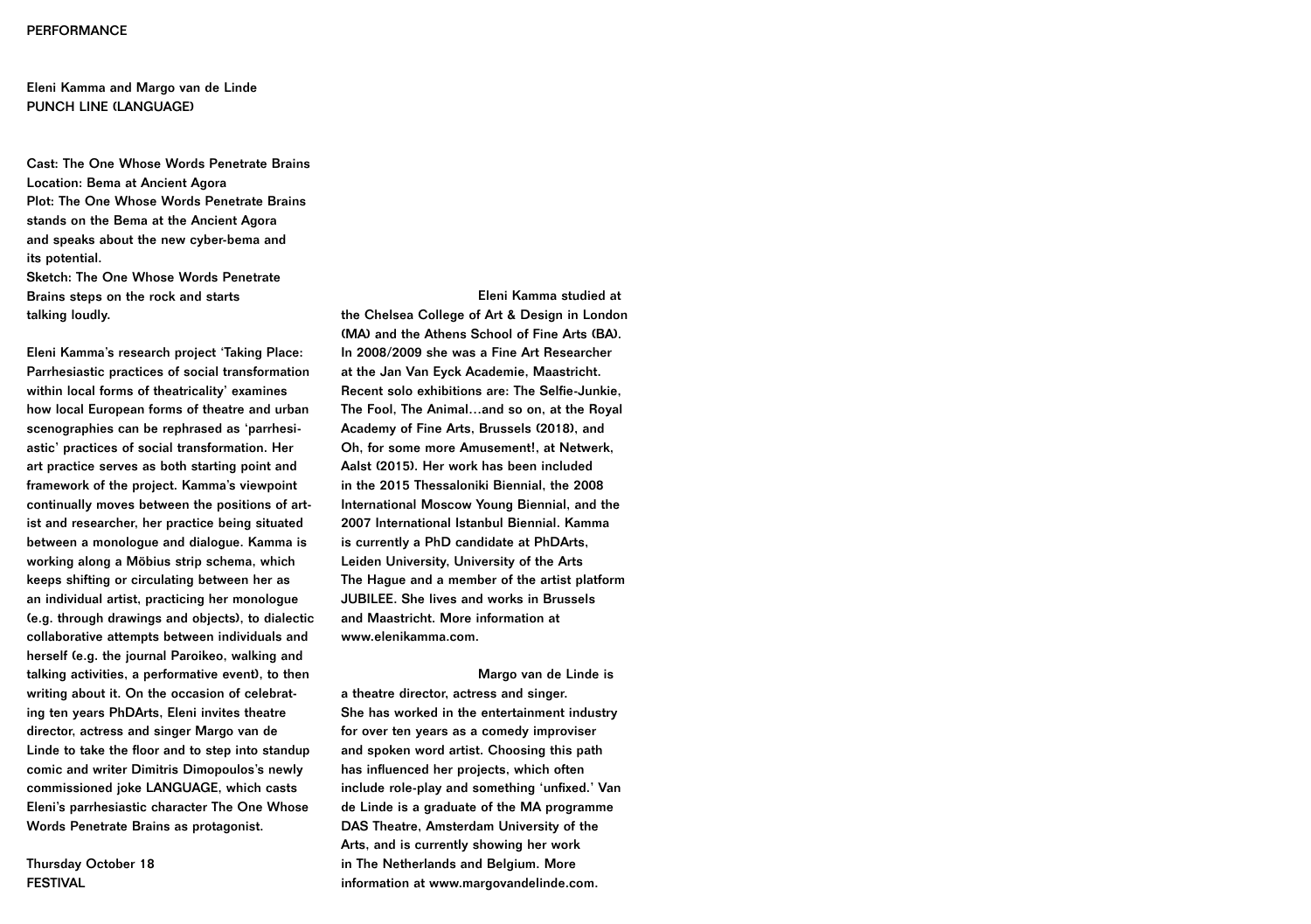PERFORMANCE

## Eleni Kamma and Margo van de Linde
## PUNCH LINE (LANGUAGE)

Cast: The One Whose Words Penetrate Brains
Location: Bema at Ancient Agora
Plot: The One Whose Words Penetrate Brains stands on the Bema at the Ancient Agora and speaks about the new cyber-bema and its potential.
Sketch: The One Whose Words Penetrate Brains steps on the rock and starts talking loudly.

Eleni Kamma's research project 'Taking Place: Parrhesiastic practices of social transformation within local forms of theatricality' examines how local European forms of theatre and urban scenographies can be rephrased as 'parrhesiastic' practices of social transformation. Her art practice serves as both starting point and framework of the project. Kamma's viewpoint continually moves between the positions of artist and researcher, her practice being situated between a monologue and dialogue. Kamma is working along a Möbius strip schema, which keeps shifting or circulating between her as an individual artist, practicing her monologue (e.g. through drawings and objects), to dialectic collaborative attempts between individuals and herself (e.g. the journal Paroikeo, walking and talking activities, a performative event), to then writing about it. On the occasion of celebrating ten years PhDArts, Eleni invites theatre director, actress and singer Margo van de Linde to take the floor and to step into standup comic and writer Dimitris Dimopoulos's newly commissioned joke LANGUAGE, which casts Eleni's parrhesiastic character The One Whose Words Penetrate Brains as protagonist.

Thursday October 18
FESTIVAL

Eleni Kamma studied at the Chelsea College of Art & Design in London (MA) and the Athens School of Fine Arts (BA). In 2008/2009 she was a Fine Art Researcher at the Jan Van Eyck Academie, Maastricht. Recent solo exhibitions are: The Selfie-Junkie, The Fool, The Animal…and so on, at the Royal Academy of Fine Arts, Brussels (2018), and Oh, for some more Amusement!, at Netwerk, Aalst (2015). Her work has been included in the 2015 Thessaloniki Biennial, the 2008 International Moscow Young Biennial, and the 2007 International Istanbul Biennial. Kamma is currently a PhD candidate at PhDArts, Leiden University, University of the Arts The Hague and a member of the artist platform JUBILEE. She lives and works in Brussels and Maastricht. More information at www.elenikamma.com.

Margo van de Linde is a theatre director, actress and singer. She has worked in the entertainment industry for over ten years as a comedy improviser and spoken word artist. Choosing this path has influenced her projects, which often include role-play and something 'unfixed.' Van de Linde is a graduate of the MA programme DAS Theatre, Amsterdam University of the Arts, and is currently showing her work in The Netherlands and Belgium. More information at www.margovandelinde.com.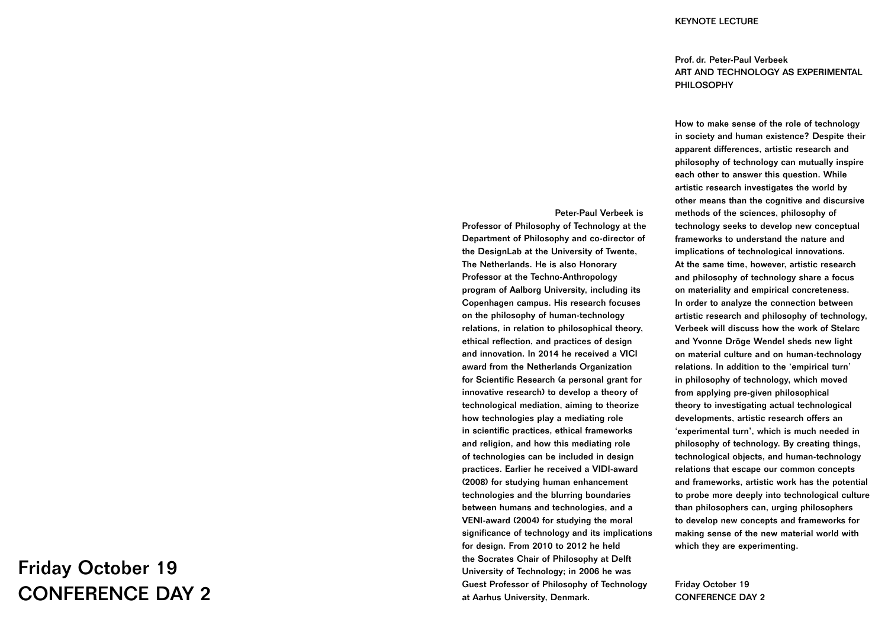# Friday October 19
# CONFERENCE DAY 2

KEYNOTE LECTURE

## Prof. dr. Peter-Paul Verbeek
## ART AND TECHNOLOGY AS EXPERIMENTAL PHILOSOPHY

How to make sense of the role of technology in society and human existence? Despite their apparent differences, artistic research and philosophy of technology can mutually inspire each other to answer this question. While artistic research investigates the world by other means than the cognitive and discursive methods of the sciences, philosophy of technology seeks to develop new conceptual frameworks to understand the nature and implications of technological innovations. At the same time, however, artistic research and philosophy of technology share a focus on materiality and empirical concreteness. In order to analyze the connection between artistic research and philosophy of technology, Verbeek will discuss how the work of Stelarc and Yvonne Dröge Wendel sheds new light on material culture and on human-technology relations. In addition to the 'empirical turn' in philosophy of technology, which moved from applying pre-given philosophical theory to investigating actual technological developments, artistic research offers an 'experimental turn', which is much needed in philosophy of technology. By creating things, technological objects, and human-technology relations that escape our common concepts and frameworks, artistic work has the potential to probe more deeply into technological culture than philosophers can, urging philosophers to develop new concepts and frameworks for making sense of the new material world with which they are experimenting.

Peter-Paul Verbeek is Professor of Philosophy of Technology at the Department of Philosophy and co-director of the DesignLab at the University of Twente, The Netherlands. He is also Honorary Professor at the Techno-Anthropology program of Aalborg University, including its Copenhagen campus. His research focuses on the philosophy of human-technology relations, in relation to philosophical theory, ethical reflection, and practices of design and innovation. In 2014 he received a VICI award from the Netherlands Organization for Scientific Research (a personal grant for innovative research) to develop a theory of technological mediation, aiming to theorize how technologies play a mediating role in scientific practices, ethical frameworks and religion, and how this mediating role of technologies can be included in design practices. Earlier he received a VIDI-award (2008) for studying human enhancement technologies and the blurring boundaries between humans and technologies, and a VENI-award (2004) for studying the moral significance of technology and its implications for design. From 2010 to 2012 he held the Socrates Chair of Philosophy at Delft University of Technology; in 2006 he was Guest Professor of Philosophy of Technology at Aarhus University, Denmark.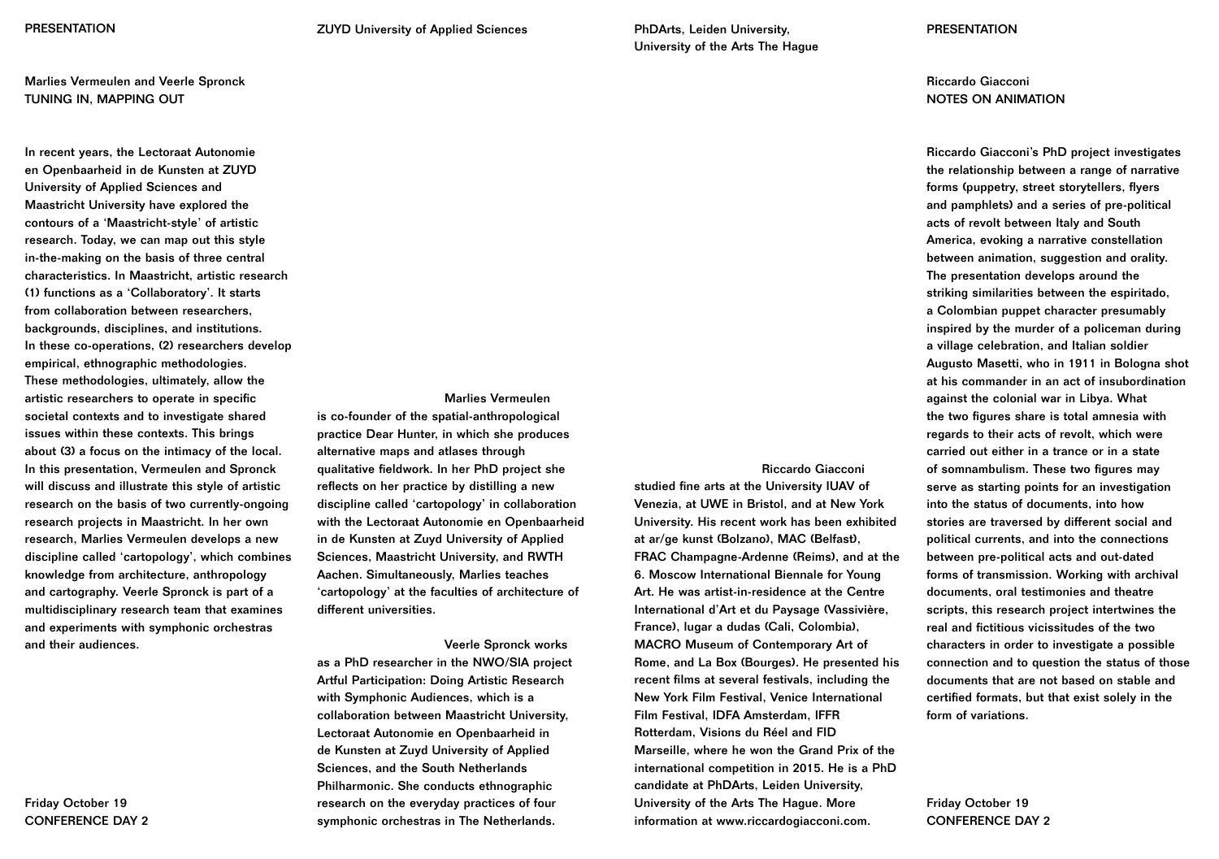PRESENTATION

## Marlies Vermeulen and Veerle Spronck
## TUNING IN, MAPPING OUT

In recent years, the Lectoraat Autonomie en Openbaarheid in de Kunsten at ZUYD University of Applied Sciences and Maastricht University have explored the contours of a 'Maastricht-style' of artistic research. Today, we can map out this style in-the-making on the basis of three central characteristics. In Maastricht, artistic research (1) functions as a 'Collaboratory'. It starts from collaboration between researchers, backgrounds, disciplines, and institutions. In these co-operations, (2) researchers develop empirical, ethnographic methodologies. These methodologies, ultimately, allow the artistic researchers to operate in specific societal contexts and to investigate shared issues within these contexts. This brings about (3) a focus on the intimacy of the local. In this presentation, Vermeulen and Spronck will discuss and illustrate this style of artistic research on the basis of two currently-ongoing research projects in Maastricht. In her own research, Marlies Vermeulen develops a new discipline called 'cartopology', which combines knowledge from architecture, anthropology and cartography. Veerle Spronck is part of a multidisciplinary research team that examines and experiments with symphonic orchestras and their audiences.

Friday October 19
CONFERENCE DAY 2

ZUYD University of Applied Sciences

**Marlies Vermeulen** is co-founder of the spatial-anthropological practice Dear Hunter, in which she produces alternative maps and atlases through qualitative fieldwork. In her PhD project she reflects on her practice by distilling a new discipline called 'cartopology' in collaboration with the Lectoraat Autonomie en Openbaarheid in de Kunsten at Zuyd University of Applied Sciences, Maastricht University, and RWTH Aachen. Simultaneously, Marlies teaches 'cartopology' at the faculties of architecture of different universities.

**Veerle Spronck** works as a PhD researcher in the NWO/SIA project Artful Participation: Doing Artistic Research with Symphonic Audiences, which is a collaboration between Maastricht University, Lectoraat Autonomie en Openbaarheid in de Kunsten at Zuyd University of Applied Sciences, and the South Netherlands Philharmonic. She conducts ethnographic research on the everyday practices of four symphonic orchestras in The Netherlands.

PhDArts, Leiden University, University of the Arts The Hague

**Riccardo Giacconi** studied fine arts at the University IUAV of Venezia, at UWE in Bristol, and at New York University. His recent work has been exhibited at ar/ge kunst (Bolzano), MAC (Belfast), FRAC Champagne-Ardenne (Reims), and at the 6. Moscow International Biennale for Young Art. He was artist-in-residence at the Centre International d'Art et du Paysage (Vassivière, France), lugar a dudas (Cali, Colombia), MACRO Museum of Contemporary Art of Rome, and La Box (Bourges). He presented his recent films at several festivals, including the New York Film Festival, Venice International Film Festival, IDFA Amsterdam, IFFR Rotterdam, Visions du Réel and FID Marseille, where he won the Grand Prix of the international competition in 2015. He is a PhD candidate at PhDArts, Leiden University, University of the Arts The Hague. More information at www.riccardogiacconi.com.

PRESENTATION

## Riccardo Giacconi
## NOTES ON ANIMATION

Riccardo Giacconi's PhD project investigates the relationship between a range of narrative forms (puppetry, street storytellers, flyers and pamphlets) and a series of pre-political acts of revolt between Italy and South America, evoking a narrative constellation between animation, suggestion and orality. The presentation develops around the striking similarities between the espiritado, a Colombian puppet character presumably inspired by the murder of a policeman during a village celebration, and Italian soldier Augusto Masetti, who in 1911 in Bologna shot at his commander in an act of insubordination against the colonial war in Libya. What the two figures share is total amnesia with regards to their acts of revolt, which were carried out either in a trance or in a state of somnambulism. These two figures may serve as starting points for an investigation into the status of documents, into how stories are traversed by different social and political currents, and into the connections between pre-political acts and out-dated forms of transmission. Working with archival documents, oral testimonies and theatre scripts, this research project intertwines the real and fictitious vicissitudes of the two characters in order to investigate a possible connection and to question the status of those documents that are not based on stable and certified formats, but that exist solely in the form of variations.

Friday October 19
CONFERENCE DAY 2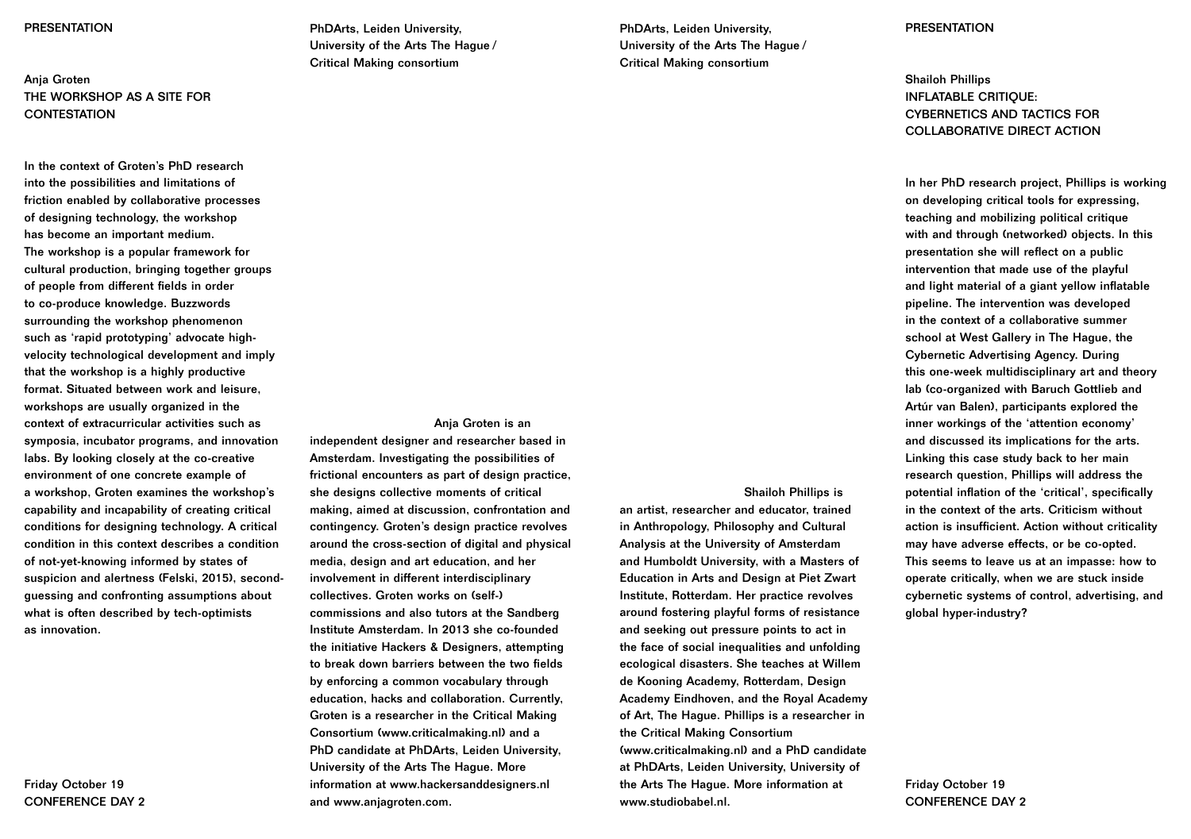PRESENTATION

## Anja Groten
## THE WORKSHOP AS A SITE FOR CONTESTATION

In the context of Groten's PhD research into the possibilities and limitations of friction enabled by collaborative processes of designing technology, the workshop has become an important medium. The workshop is a popular framework for cultural production, bringing together groups of people from different fields in order to co-produce knowledge. Buzzwords surrounding the workshop phenomenon such as 'rapid prototyping' advocate high-velocity technological development and imply that the workshop is a highly productive format. Situated between work and leisure, workshops are usually organized in the context of extracurricular activities such as symposia, incubator programs, and innovation labs. By looking closely at the co-creative environment of one concrete example of a workshop, Groten examines the workshop's capability and incapability of creating critical conditions for designing technology. A critical condition in this context describes a condition of not-yet-knowing informed by states of suspicion and alertness (Felski, 2015), second-guessing and confronting assumptions about what is often described by tech-optimists as innovation.

Friday October 19
CONFERENCE DAY 2

PhDArts, Leiden University, University of the Arts The Hague / Critical Making consortium

Anja Groten is an independent designer and researcher based in Amsterdam. Investigating the possibilities of frictional encounters as part of design practice, she designs collective moments of critical making, aimed at discussion, confrontation and contingency. Groten's design practice revolves around the cross-section of digital and physical media, design and art education, and her involvement in different interdisciplinary collectives. Groten works on (self-) commissions and also tutors at the Sandberg Institute Amsterdam. In 2013 she co-founded the initiative Hackers & Designers, attempting to break down barriers between the two fields by enforcing a common vocabulary through education, hacks and collaboration. Currently, Groten is a researcher in the Critical Making Consortium (www.criticalmaking.nl) and a PhD candidate at PhDArts, Leiden University, University of the Arts The Hague. More information at www.hackersanddesigners.nl and www.anjagroten.com.

PhDArts, Leiden University, University of the Arts The Hague / Critical Making consortium

Shailoh Phillips is an artist, researcher and educator, trained in Anthropology, Philosophy and Cultural Analysis at the University of Amsterdam and Humboldt University, with a Masters of Education in Arts and Design at Piet Zwart Institute, Rotterdam. Her practice revolves around fostering playful forms of resistance and seeking out pressure points to act in the face of social inequalities and unfolding ecological disasters. She teaches at Willem de Kooning Academy, Rotterdam, Design Academy Eindhoven, and the Royal Academy of Art, The Hague. Phillips is a researcher in the Critical Making Consortium (www.criticalmaking.nl) and a PhD candidate at PhDArts, Leiden University, University of the Arts The Hague. More information at www.studiobabel.nl.

PRESENTATION

## Shailoh Phillips
## INFLATABLE CRITIQUE: CYBERNETICS AND TACTICS FOR COLLABORATIVE DIRECT ACTION

In her PhD research project, Phillips is working on developing critical tools for expressing, teaching and mobilizing political critique with and through (networked) objects. In this presentation she will reflect on a public intervention that made use of the playful and light material of a giant yellow inflatable pipeline. The intervention was developed in the context of a collaborative summer school at West Gallery in The Hague, the Cybernetic Advertising Agency. During this one-week multidisciplinary art and theory lab (co-organized with Baruch Gottlieb and Artúr van Balen), participants explored the inner workings of the 'attention economy' and discussed its implications for the arts. Linking this case study back to her main research question, Phillips will address the potential inflation of the 'critical', specifically in the context of the arts. Criticism without action is insufficient. Action without criticality may have adverse effects, or be co-opted. This seems to leave us at an impasse: how to operate critically, when we are stuck inside cybernetic systems of control, advertising, and global hyper-industry?

Friday October 19
CONFERENCE DAY 2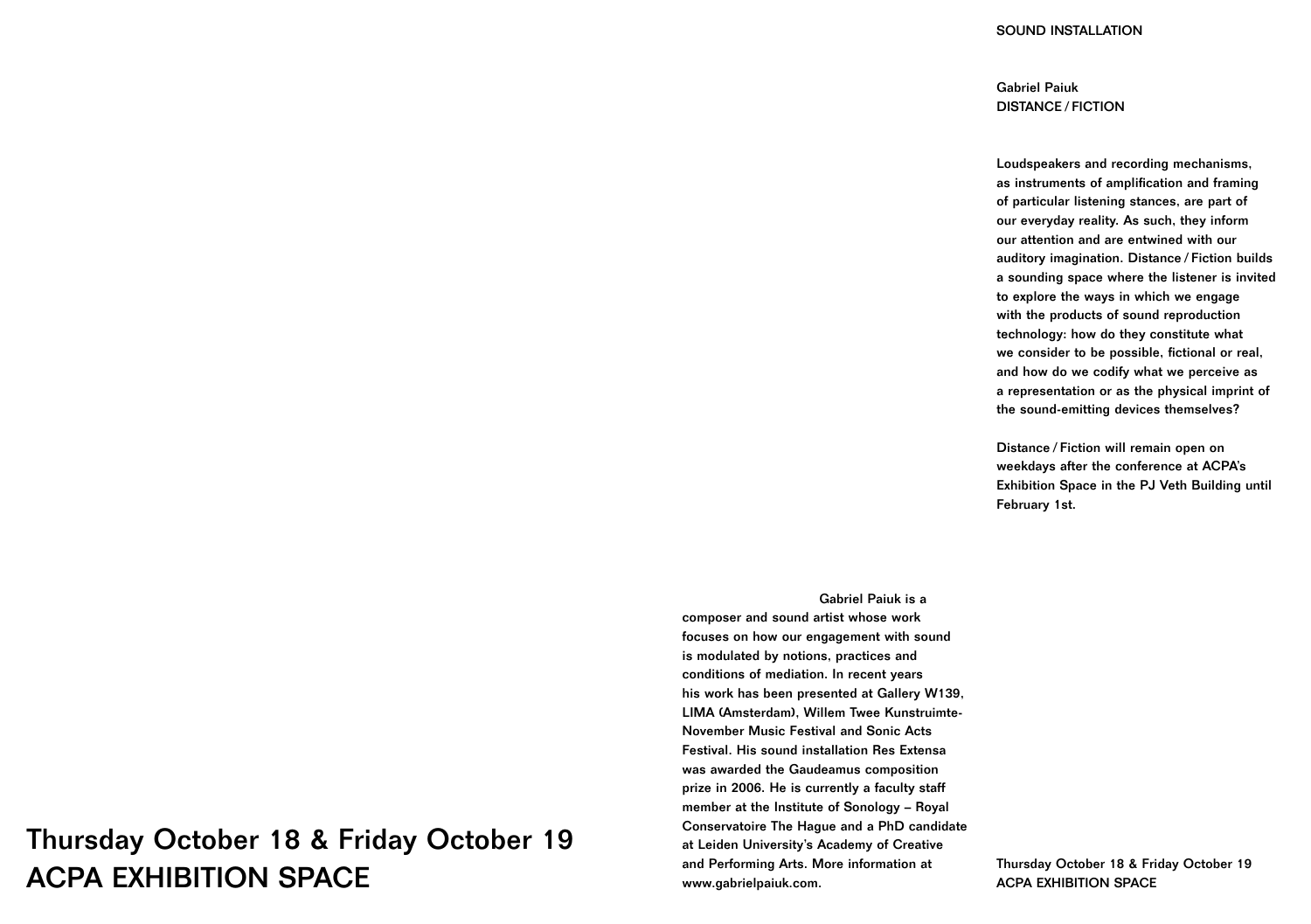SOUND INSTALLATION

## Gabriel Paiuk
## DISTANCE / FICTION

Loudspeakers and recording mechanisms, as instruments of amplification and framing of particular listening stances, are part of our everyday reality. As such, they inform our attention and are entwined with our auditory imagination. Distance / Fiction builds a sounding space where the listener is invited to explore the ways in which we engage with the products of sound reproduction technology: how do they constitute what we consider to be possible, fictional or real, and how do we codify what we perceive as a representation or as the physical imprint of the sound-emitting devices themselves?

Distance / Fiction will remain open on weekdays after the conference at ACPA's Exhibition Space in the PJ Veth Building until February 1st.

Gabriel Paiuk is a composer and sound artist whose work focuses on how our engagement with sound is modulated by notions, practices and conditions of mediation. In recent years his work has been presented at Gallery W139, LIMA (Amsterdam), Willem Twee Kunstruimte-November Music Festival and Sonic Acts Festival. His sound installation Res Extensa was awarded the Gaudeamus composition prize in 2006. He is currently a faculty staff member at the Institute of Sonology – Royal Conservatoire The Hague and a PhD candidate at Leiden University's Academy of Creative and Performing Arts. More information at www.gabrielpaiuk.com.

## Thursday October 18 & Friday October 19
## ACPA EXHIBITION SPACE

Thursday October 18 & Friday October 19
ACPA EXHIBITION SPACE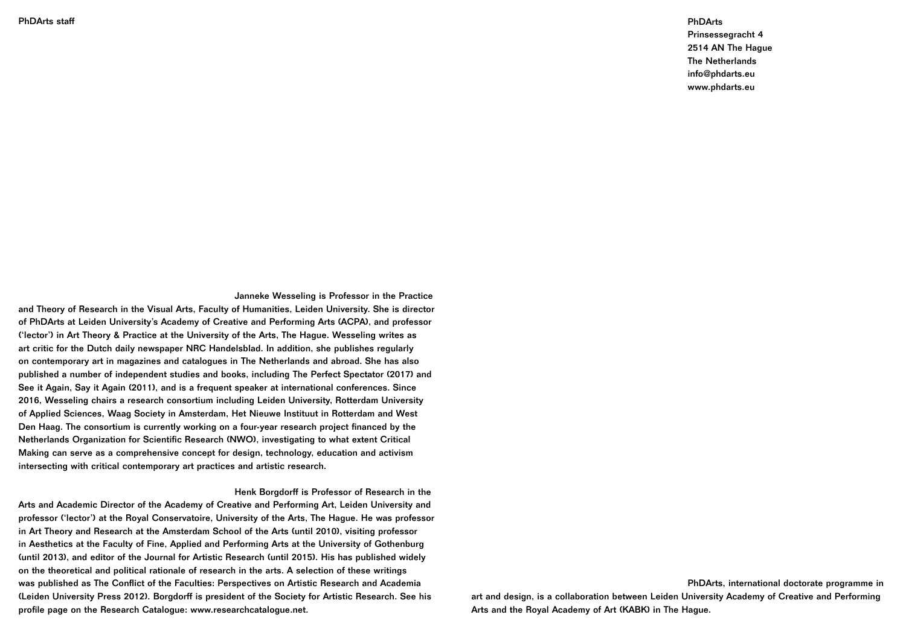PhDArts staff

PhDArts
Prinsessegracht 4
2514 AN The Hague
The Netherlands
info@phdarts.eu
www.phdarts.eu

Janneke Wesseling is Professor in the Practice and Theory of Research in the Visual Arts, Faculty of Humanities, Leiden University. She is director of PhDArts at Leiden University's Academy of Creative and Performing Arts (ACPA), and professor ('lector') in Art Theory & Practice at the University of the Arts, The Hague. Wesseling writes as art critic for the Dutch daily newspaper NRC Handelsblad. In addition, she publishes regularly on contemporary art in magazines and catalogues in The Netherlands and abroad. She has also published a number of independent studies and books, including The Perfect Spectator (2017) and See it Again, Say it Again (2011), and is a frequent speaker at international conferences. Since 2016, Wesseling chairs a research consortium including Leiden University, Rotterdam University of Applied Sciences, Waag Society in Amsterdam, Het Nieuwe Instituut in Rotterdam and West Den Haag. The consortium is currently working on a four-year research project financed by the Netherlands Organization for Scientific Research (NWO), investigating to what extent Critical Making can serve as a comprehensive concept for design, technology, education and activism intersecting with critical contemporary art practices and artistic research.

Henk Borgdorff is Professor of Research in the Arts and Academic Director of the Academy of Creative and Performing Art, Leiden University and professor ('lector') at the Royal Conservatoire, University of the Arts, The Hague. He was professor in Art Theory and Research at the Amsterdam School of the Arts (until 2010), visiting professor in Aesthetics at the Faculty of Fine, Applied and Performing Arts at the University of Gothenburg (until 2013), and editor of the Journal for Artistic Research (until 2015). His has published widely on the theoretical and political rationale of research in the arts. A selection of these writings was published as The Conflict of the Faculties: Perspectives on Artistic Research and Academia (Leiden University Press 2012). Borgdorff is president of the Society for Artistic Research. See his profile page on the Research Catalogue: www.researchcatalogue.net.

PhDArts, international doctorate programme in art and design, is a collaboration between Leiden University Academy of Creative and Performing Arts and the Royal Academy of Art (KABK) in The Hague.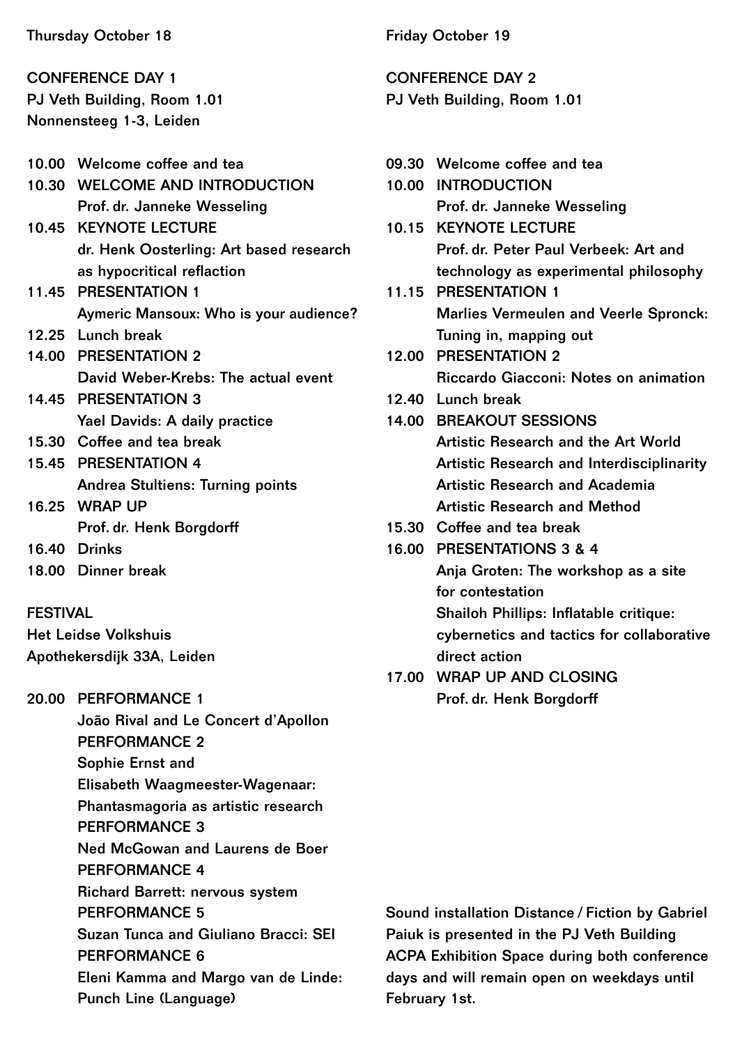Thursday October 18

CONFERENCE DAY 1
PJ Veth Building, Room 1.01
Nonnensteeg 1-3, Leiden

10.00 Welcome coffee and tea
10.30 WELCOME AND INTRODUCTION
Prof. dr. Janneke Wesseling
10.45 KEYNOTE LECTURE
dr. Henk Oosterling: Art based research as hypocritical reflaction
11.45 PRESENTATION 1
Aymeric Mansoux: Who is your audience?
12.25 Lunch break
14.00 PRESENTATION 2
David Weber-Krebs: The actual event
14.45 PRESENTATION 3
Yael Davids: A daily practice
15.30 Coffee and tea break
15.45 PRESENTATION 4
Andrea Stultiens: Turning points
16.25 WRAP UP
Prof. dr. Henk Borgdorff
16.40 Drinks
18.00 Dinner break

FESTIVAL
Het Leidse Volkshuis
Apothekersdijk 33A, Leiden

20.00 PERFORMANCE 1
João Rival and Le Concert d'Apollon
PERFORMANCE 2
Sophie Ernst and Elisabeth Waagmeester-Wagenaar: Phantasmagoria as artistic research
PERFORMANCE 3
Ned McGowan and Laurens de Boer
PERFORMANCE 4
Richard Barrett: nervous system
PERFORMANCE 5
Suzan Tunca and Giuliano Bracci: SEI
PERFORMANCE 6
Eleni Kamma and Margo van de Linde: Punch Line (Language)

Friday October 19

CONFERENCE DAY 2
PJ Veth Building, Room 1.01

09.30 Welcome coffee and tea
10.00 INTRODUCTION
Prof. dr. Janneke Wesseling
10.15 KEYNOTE LECTURE
Prof. dr. Peter Paul Verbeek: Art and technology as experimental philosophy
11.15 PRESENTATION 1
Marlies Vermeulen and Veerle Spronck: Tuning in, mapping out
12.00 PRESENTATION 2
Riccardo Giacconi: Notes on animation
12.40 Lunch break
14.00 BREAKOUT SESSIONS
Artistic Research and the Art World
Artistic Research and Interdisciplinarity
Artistic Research and Academia
Artistic Research and Method
15.30 Coffee and tea break
16.00 PRESENTATIONS 3 & 4
Anja Groten: The workshop as a site for contestation
Shailoh Phillips: Inflatable critique: cybernetics and tactics for collaborative direct action
17.00 WRAP UP AND CLOSING
Prof. dr. Henk Borgdorff

Sound installation Distance / Fiction by Gabriel Paiuk is presented in the PJ Veth Building ACPA Exhibition Space during both conference days and will remain open on weekdays until February 1st.